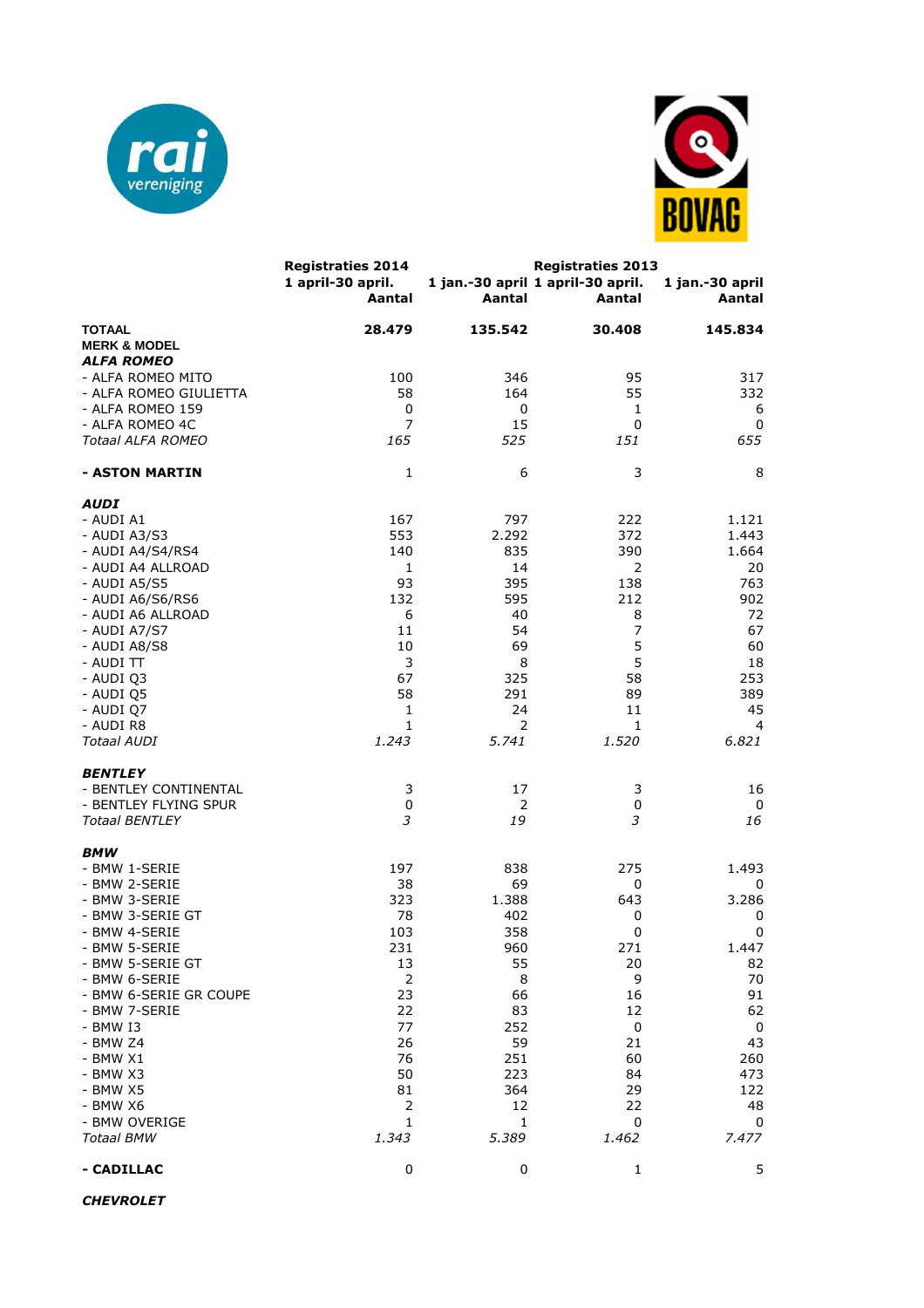| | Registraties 2014 | | Registraties 2013 | |
|---|---|---|---|---|
| | 1 april-30 april. Aantal | 1 jan.-30 april Aantal | 1 april-30 april. Aantal | 1 jan.-30 april Aantal |
| **TOTAAL** | **28.479** | **135.542** | **30.408** | **145.834** |
| **MERK & MODEL** | | | | |
| ***ALFA ROMEO*** | | | | |
| - ALFA ROMEO MITO | 100 | 346 | 95 | 317 |
| - ALFA ROMEO GIULIETTA | 58 | 164 | 55 | 332 |
| - ALFA ROMEO 159 | 0 | 0 | 1 | 6 |
| - ALFA ROMEO 4C | 7 | 15 | 0 | 0 |
| *Totaal ALFA ROMEO* | *165* | *525* | *151* | *655* |
| **- ASTON MARTIN** | 1 | 6 | 3 | 8 |
| ***AUDI*** | | | | |
| - AUDI A1 | 167 | 797 | 222 | 1.121 |
| - AUDI A3/S3 | 553 | 2.292 | 372 | 1.443 |
| - AUDI A4/S4/RS4 | 140 | 835 | 390 | 1.664 |
| - AUDI A4 ALLROAD | 1 | 14 | 2 | 20 |
| - AUDI A5/S5 | 93 | 395 | 138 | 763 |
| - AUDI A6/S6/RS6 | 132 | 595 | 212 | 902 |
| - AUDI A6 ALLROAD | 6 | 40 | 8 | 72 |
| - AUDI A7/S7 | 11 | 54 | 7 | 67 |
| - AUDI A8/S8 | 10 | 69 | 5 | 60 |
| - AUDI TT | 3 | 8 | 5 | 18 |
| - AUDI Q3 | 67 | 325 | 58 | 253 |
| - AUDI Q5 | 58 | 291 | 89 | 389 |
| - AUDI Q7 | 1 | 24 | 11 | 45 |
| - AUDI R8 | 1 | 2 | 1 | 4 |
| *Totaal AUDI* | *1.243* | *5.741* | *1.520* | *6.821* |
| ***BENTLEY*** | | | | |
| - BENTLEY CONTINENTAL | 3 | 17 | 3 | 16 |
| - BENTLEY FLYING SPUR | 0 | 2 | 0 | 0 |
| *Totaal BENTLEY* | *3* | *19* | *3* | *16* |
| ***BMW*** | | | | |
| - BMW 1-SERIE | 197 | 838 | 275 | 1.493 |
| - BMW 2-SERIE | 38 | 69 | 0 | 0 |
| - BMW 3-SERIE | 323 | 1.388 | 643 | 3.286 |
| - BMW 3-SERIE GT | 78 | 402 | 0 | 0 |
| - BMW 4-SERIE | 103 | 358 | 0 | 0 |
| - BMW 5-SERIE | 231 | 960 | 271 | 1.447 |
| - BMW 5-SERIE GT | 13 | 55 | 20 | 82 |
| - BMW 6-SERIE | 2 | 8 | 9 | 70 |
| - BMW 6-SERIE GR COUPE | 23 | 66 | 16 | 91 |
| - BMW 7-SERIE | 22 | 83 | 12 | 62 |
| - BMW I3 | 77 | 252 | 0 | 0 |
| - BMW Z4 | 26 | 59 | 21 | 43 |
| - BMW X1 | 76 | 251 | 60 | 260 |
| - BMW X3 | 50 | 223 | 84 | 473 |
| - BMW X5 | 81 | 364 | 29 | 122 |
| - BMW X6 | 2 | 12 | 22 | 48 |
| - BMW OVERIGE | 1 | 1 | 0 | 0 |
| *Totaal BMW* | *1.343* | *5.389* | *1.462* | *7.477* |
| **- CADILLAC** | 0 | 0 | 1 | 5 |
| ***CHEVROLET*** | | | | |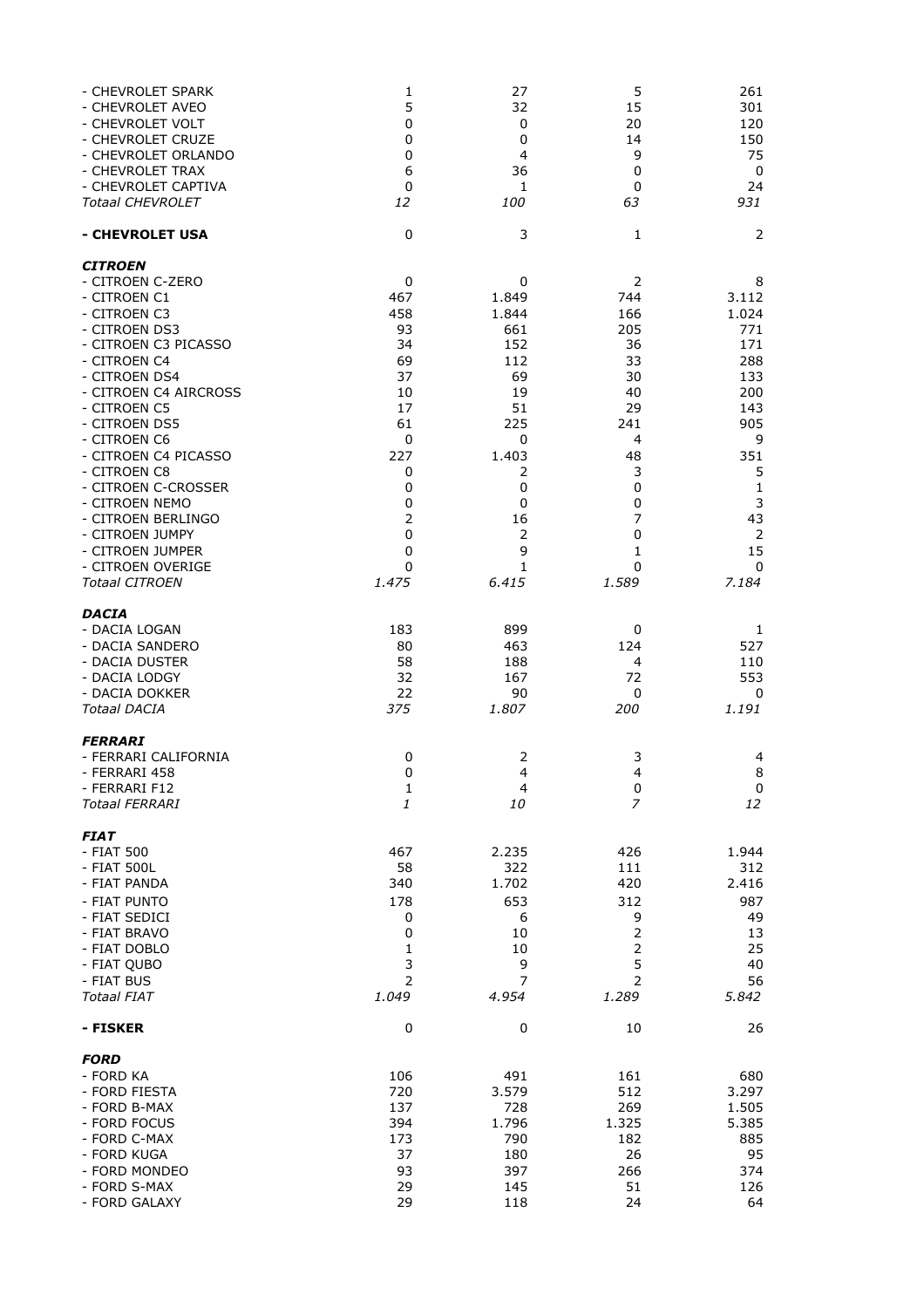| | | | | |
|---|---|---|---|---|
| - CHEVROLET SPARK | 1 | 27 | 5 | 261 |
| - CHEVROLET AVEO | 5 | 32 | 15 | 301 |
| - CHEVROLET VOLT | 0 | 0 | 20 | 120 |
| - CHEVROLET CRUZE | 0 | 0 | 14 | 150 |
| - CHEVROLET ORLANDO | 0 | 4 | 9 | 75 |
| - CHEVROLET TRAX | 6 | 36 | 0 | 0 |
| - CHEVROLET CAPTIVA | 0 | 1 | 0 | 24 |
| *Totaal CHEVROLET* | *12* | *100* | *63* | *931* |
| | | | | |
| **- CHEVROLET USA** | 0 | 3 | 1 | 2 |
| | | | | |
| ***CITROEN*** | | | | |
| - CITROEN C-ZERO | 0 | 0 | 2 | 8 |
| - CITROEN C1 | 467 | 1.849 | 744 | 3.112 |
| - CITROEN C3 | 458 | 1.844 | 166 | 1.024 |
| - CITROEN DS3 | 93 | 661 | 205 | 771 |
| - CITROEN C3 PICASSO | 34 | 152 | 36 | 171 |
| - CITROEN C4 | 69 | 112 | 33 | 288 |
| - CITROEN DS4 | 37 | 69 | 30 | 133 |
| - CITROEN C4 AIRCROSS | 10 | 19 | 40 | 200 |
| - CITROEN C5 | 17 | 51 | 29 | 143 |
| - CITROEN DS5 | 61 | 225 | 241 | 905 |
| - CITROEN C6 | 0 | 0 | 4 | 9 |
| - CITROEN C4 PICASSO | 227 | 1.403 | 48 | 351 |
| - CITROEN C8 | 0 | 2 | 3 | 5 |
| - CITROEN C-CROSSER | 0 | 0 | 0 | 1 |
| - CITROEN NEMO | 0 | 0 | 0 | 3 |
| - CITROEN BERLINGO | 2 | 16 | 7 | 43 |
| - CITROEN JUMPY | 0 | 2 | 0 | 2 |
| - CITROEN JUMPER | 0 | 9 | 1 | 15 |
| - CITROEN OVERIGE | 0 | 1 | 0 | 0 |
| *Totaal CITROEN* | *1.475* | *6.415* | *1.589* | *7.184* |
| | | | | |
| ***DACIA*** | | | | |
| - DACIA LOGAN | 183 | 899 | 0 | 1 |
| - DACIA SANDERO | 80 | 463 | 124 | 527 |
| - DACIA DUSTER | 58 | 188 | 4 | 110 |
| - DACIA LODGY | 32 | 167 | 72 | 553 |
| - DACIA DOKKER | 22 | 90 | 0 | 0 |
| *Totaal DACIA* | *375* | *1.807* | *200* | *1.191* |
| | | | | |
| ***FERRARI*** | | | | |
| - FERRARI CALIFORNIA | 0 | 2 | 3 | 4 |
| - FERRARI 458 | 0 | 4 | 4 | 8 |
| - FERRARI F12 | 1 | 4 | 0 | 0 |
| *Totaal FERRARI* | *1* | *10* | *7* | *12* |
| | | | | |
| ***FIAT*** | | | | |
| - FIAT 500 | 467 | 2.235 | 426 | 1.944 |
| - FIAT 500L | 58 | 322 | 111 | 312 |
| - FIAT PANDA | 340 | 1.702 | 420 | 2.416 |
| - FIAT PUNTO | 178 | 653 | 312 | 987 |
| - FIAT SEDICI | 0 | 6 | 9 | 49 |
| - FIAT BRAVO | 0 | 10 | 2 | 13 |
| - FIAT DOBLO | 1 | 10 | 2 | 25 |
| - FIAT QUBO | 3 | 9 | 5 | 40 |
| - FIAT BUS | 2 | 7 | 2 | 56 |
| *Totaal FIAT* | *1.049* | *4.954* | *1.289* | *5.842* |
| | | | | |
| **- FISKER** | 0 | 0 | 10 | 26 |
| | | | | |
| ***FORD*** | | | | |
| - FORD KA | 106 | 491 | 161 | 680 |
| - FORD FIESTA | 720 | 3.579 | 512 | 3.297 |
| - FORD B-MAX | 137 | 728 | 269 | 1.505 |
| - FORD FOCUS | 394 | 1.796 | 1.325 | 5.385 |
| - FORD C-MAX | 173 | 790 | 182 | 885 |
| - FORD KUGA | 37 | 180 | 26 | 95 |
| - FORD MONDEO | 93 | 397 | 266 | 374 |
| - FORD S-MAX | 29 | 145 | 51 | 126 |
| - FORD GALAXY | 29 | 118 | 24 | 64 |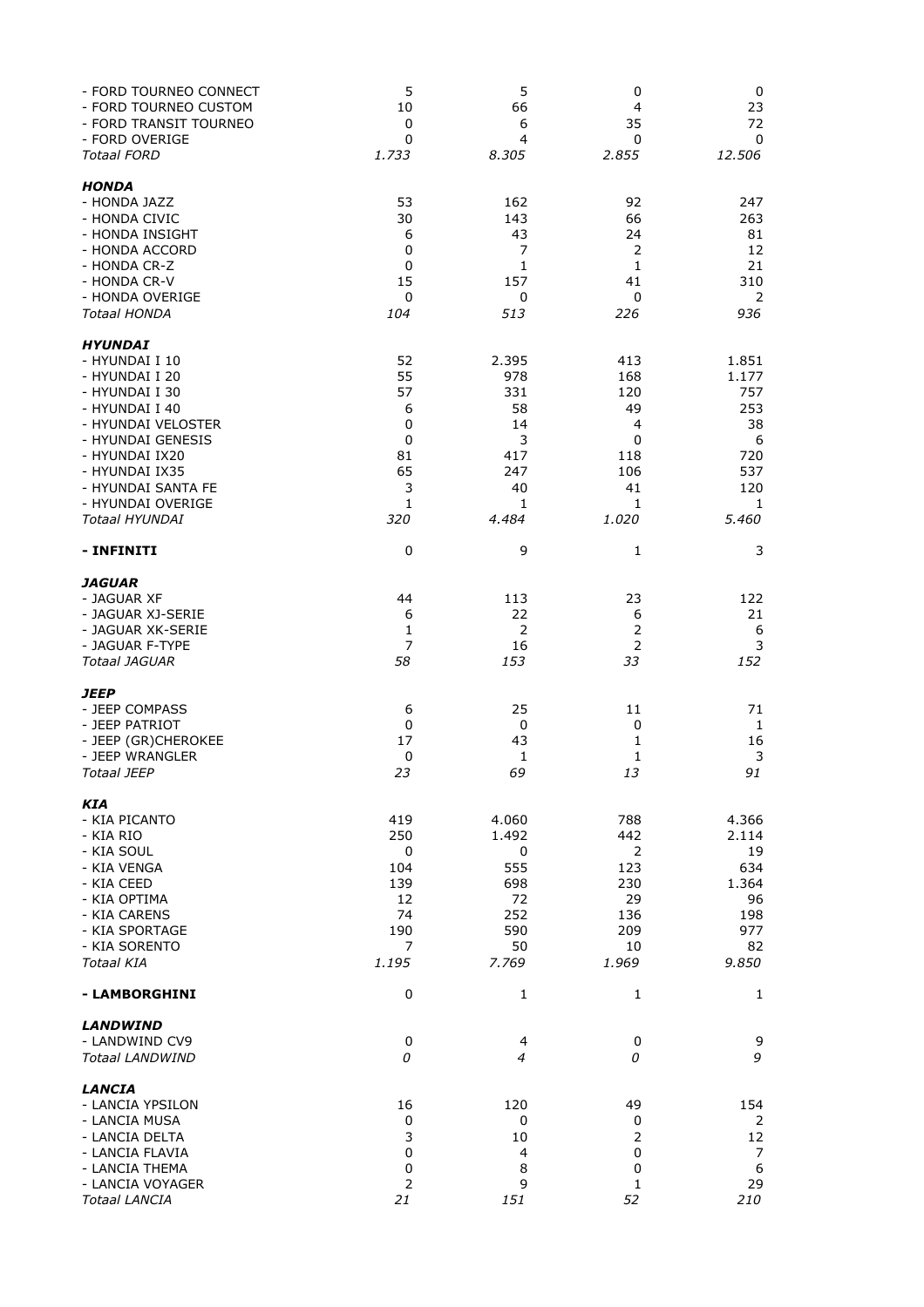| | | | | |
|---|---|---|---|---|
| - FORD TOURNEO CONNECT | 5 | 5 | 0 | 0 |
| - FORD TOURNEO CUSTOM | 10 | 66 | 4 | 23 |
| - FORD TRANSIT TOURNEO | 0 | 6 | 35 | 72 |
| - FORD OVERIGE | 0 | 4 | 0 | 0 |
| *Totaal FORD* | *1.733* | *8.305* | *2.855* | *12.506* |
| | | | | |
| ***HONDA*** | | | | |
| - HONDA JAZZ | 53 | 162 | 92 | 247 |
| - HONDA CIVIC | 30 | 143 | 66 | 263 |
| - HONDA INSIGHT | 6 | 43 | 24 | 81 |
| - HONDA ACCORD | 0 | 7 | 2 | 12 |
| - HONDA CR-Z | 0 | 1 | 1 | 21 |
| - HONDA CR-V | 15 | 157 | 41 | 310 |
| - HONDA OVERIGE | 0 | 0 | 0 | 2 |
| *Totaal HONDA* | *104* | *513* | *226* | *936* |
| | | | | |
| ***HYUNDAI*** | | | | |
| - HYUNDAI I 10 | 52 | 2.395 | 413 | 1.851 |
| - HYUNDAI I 20 | 55 | 978 | 168 | 1.177 |
| - HYUNDAI I 30 | 57 | 331 | 120 | 757 |
| - HYUNDAI I 40 | 6 | 58 | 49 | 253 |
| - HYUNDAI VELOSTER | 0 | 14 | 4 | 38 |
| - HYUNDAI GENESIS | 0 | 3 | 0 | 6 |
| - HYUNDAI IX20 | 81 | 417 | 118 | 720 |
| - HYUNDAI IX35 | 65 | 247 | 106 | 537 |
| - HYUNDAI SANTA FE | 3 | 40 | 41 | 120 |
| - HYUNDAI OVERIGE | 1 | 1 | 1 | 1 |
| *Totaal HYUNDAI* | *320* | *4.484* | *1.020* | *5.460* |
| | | | | |
| **- INFINITI** | 0 | 9 | 1 | 3 |
| | | | | |
| ***JAGUAR*** | | | | |
| - JAGUAR XF | 44 | 113 | 23 | 122 |
| - JAGUAR XJ-SERIE | 6 | 22 | 6 | 21 |
| - JAGUAR XK-SERIE | 1 | 2 | 2 | 6 |
| - JAGUAR F-TYPE | 7 | 16 | 2 | 3 |
| *Totaal JAGUAR* | *58* | *153* | *33* | *152* |
| | | | | |
| ***JEEP*** | | | | |
| - JEEP COMPASS | 6 | 25 | 11 | 71 |
| - JEEP PATRIOT | 0 | 0 | 0 | 1 |
| - JEEP (GR)CHEROKEE | 17 | 43 | 1 | 16 |
| - JEEP WRANGLER | 0 | 1 | 1 | 3 |
| *Totaal JEEP* | *23* | *69* | *13* | *91* |
| | | | | |
| ***KIA*** | | | | |
| - KIA PICANTO | 419 | 4.060 | 788 | 4.366 |
| - KIA RIO | 250 | 1.492 | 442 | 2.114 |
| - KIA SOUL | 0 | 0 | 2 | 19 |
| - KIA VENGA | 104 | 555 | 123 | 634 |
| - KIA CEED | 139 | 698 | 230 | 1.364 |
| - KIA OPTIMA | 12 | 72 | 29 | 96 |
| - KIA CARENS | 74 | 252 | 136 | 198 |
| - KIA SPORTAGE | 190 | 590 | 209 | 977 |
| - KIA SORENTO | 7 | 50 | 10 | 82 |
| *Totaal KIA* | *1.195* | *7.769* | *1.969* | *9.850* |
| | | | | |
| **- LAMBORGHINI** | 0 | 1 | 1 | 1 |
| | | | | |
| ***LANDWIND*** | | | | |
| - LANDWIND CV9 | 0 | 4 | 0 | 9 |
| *Totaal LANDWIND* | *0* | *4* | *0* | *9* |
| | | | | |
| ***LANCIA*** | | | | |
| - LANCIA YPSILON | 16 | 120 | 49 | 154 |
| - LANCIA MUSA | 0 | 0 | 0 | 2 |
| - LANCIA DELTA | 3 | 10 | 2 | 12 |
| - LANCIA FLAVIA | 0 | 4 | 0 | 7 |
| - LANCIA THEMA | 0 | 8 | 0 | 6 |
| - LANCIA VOYAGER | 2 | 9 | 1 | 29 |
| *Totaal LANCIA* | *21* | *151* | *52* | *210* |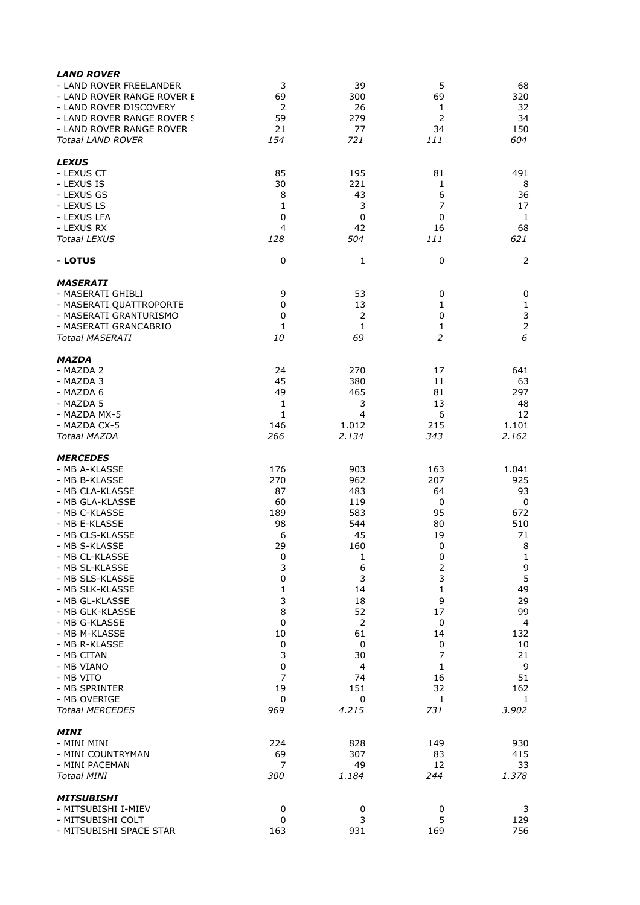| | | | | |
|---|---|---|---|---|
| ***LAND ROVER*** | | | | |
| - LAND ROVER FREELANDER | 3 | 39 | 5 | 68 |
| - LAND ROVER RANGE ROVER E | 69 | 300 | 69 | 320 |
| - LAND ROVER DISCOVERY | 2 | 26 | 1 | 32 |
| - LAND ROVER RANGE ROVER S | 59 | 279 | 2 | 34 |
| - LAND ROVER RANGE ROVER | 21 | 77 | 34 | 150 |
| *Totaal LAND ROVER* | *154* | *721* | *111* | *604* |
| ***LEXUS*** | | | | |
| - LEXUS CT | 85 | 195 | 81 | 491 |
| - LEXUS IS | 30 | 221 | 1 | 8 |
| - LEXUS GS | 8 | 43 | 6 | 36 |
| - LEXUS LS | 1 | 3 | 7 | 17 |
| - LEXUS LFA | 0 | 0 | 0 | 1 |
| - LEXUS RX | 4 | 42 | 16 | 68 |
| *Totaal LEXUS* | *128* | *504* | *111* | *621* |
| **- LOTUS** | 0 | 1 | 0 | 2 |
| ***MASERATI*** | | | | |
| - MASERATI GHIBLI | 9 | 53 | 0 | 0 |
| - MASERATI QUATTROPORTE | 0 | 13 | 1 | 1 |
| - MASERATI GRANTURISMO | 0 | 2 | 0 | 3 |
| - MASERATI GRANCABRIO | 1 | 1 | 1 | 2 |
| *Totaal MASERATI* | *10* | *69* | *2* | *6* |
| ***MAZDA*** | | | | |
| - MAZDA 2 | 24 | 270 | 17 | 641 |
| - MAZDA 3 | 45 | 380 | 11 | 63 |
| - MAZDA 6 | 49 | 465 | 81 | 297 |
| - MAZDA 5 | 1 | 3 | 13 | 48 |
| - MAZDA MX-5 | 1 | 4 | 6 | 12 |
| - MAZDA CX-5 | 146 | 1.012 | 215 | 1.101 |
| *Totaal MAZDA* | *266* | *2.134* | *343* | *2.162* |
| ***MERCEDES*** | | | | |
| - MB A-KLASSE | 176 | 903 | 163 | 1.041 |
| - MB B-KLASSE | 270 | 962 | 207 | 925 |
| - MB CLA-KLASSE | 87 | 483 | 64 | 93 |
| - MB GLA-KLASSE | 60 | 119 | 0 | 0 |
| - MB C-KLASSE | 189 | 583 | 95 | 672 |
| - MB E-KLASSE | 98 | 544 | 80 | 510 |
| - MB CLS-KLASSE | 6 | 45 | 19 | 71 |
| - MB S-KLASSE | 29 | 160 | 0 | 8 |
| - MB CL-KLASSE | 0 | 1 | 0 | 1 |
| - MB SL-KLASSE | 3 | 6 | 2 | 9 |
| - MB SLS-KLASSE | 0 | 3 | 3 | 5 |
| - MB SLK-KLASSE | 1 | 14 | 1 | 49 |
| - MB GL-KLASSE | 3 | 18 | 9 | 29 |
| - MB GLK-KLASSE | 8 | 52 | 17 | 99 |
| - MB G-KLASSE | 0 | 2 | 0 | 4 |
| - MB M-KLASSE | 10 | 61 | 14 | 132 |
| - MB R-KLASSE | 0 | 0 | 0 | 10 |
| - MB CITAN | 3 | 30 | 7 | 21 |
| - MB VIANO | 0 | 4 | 1 | 9 |
| - MB VITO | 7 | 74 | 16 | 51 |
| - MB SPRINTER | 19 | 151 | 32 | 162 |
| - MB OVERIGE | 0 | 0 | 1 | 1 |
| *Totaal MERCEDES* | *969* | *4.215* | *731* | *3.902* |
| ***MINI*** | | | | |
| - MINI MINI | 224 | 828 | 149 | 930 |
| - MINI COUNTRYMAN | 69 | 307 | 83 | 415 |
| - MINI PACEMAN | 7 | 49 | 12 | 33 |
| *Totaal MINI* | *300* | *1.184* | *244* | *1.378* |
| ***MITSUBISHI*** | | | | |
| - MITSUBISHI I-MIEV | 0 | 0 | 0 | 3 |
| - MITSUBISHI COLT | 0 | 3 | 5 | 129 |
| - MITSUBISHI SPACE STAR | 163 | 931 | 169 | 756 |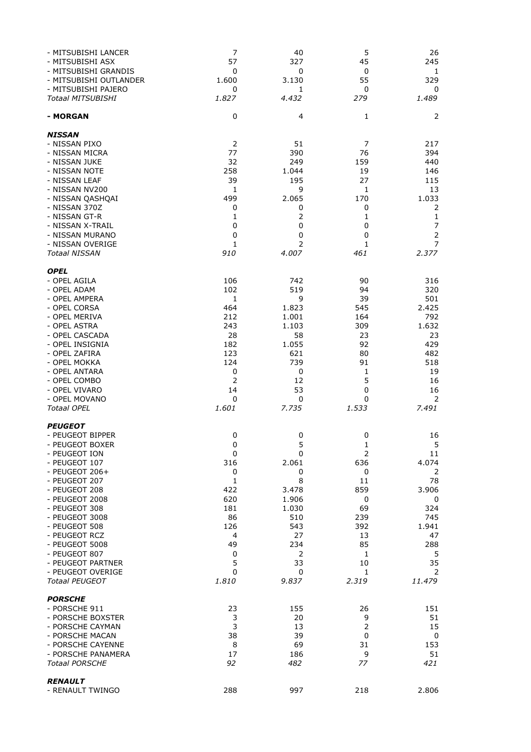| | | | | |
|---|---|---|---|---|
| - MITSUBISHI LANCER | 7 | 40 | 5 | 26 |
| - MITSUBISHI ASX | 57 | 327 | 45 | 245 |
| - MITSUBISHI GRANDIS | 0 | 0 | 0 | 1 |
| - MITSUBISHI OUTLANDER | 1.600 | 3.130 | 55 | 329 |
| - MITSUBISHI PAJERO | 0 | 1 | 0 | 0 |
| *Totaal MITSUBISHI* | *1.827* | *4.432* | *279* | *1.489* |
| | | | | |
| **- MORGAN** | 0 | 4 | 1 | 2 |
| | | | | |
| ***NISSAN*** | | | | |
| - NISSAN PIXO | 2 | 51 | 7 | 217 |
| - NISSAN MICRA | 77 | 390 | 76 | 394 |
| - NISSAN JUKE | 32 | 249 | 159 | 440 |
| - NISSAN NOTE | 258 | 1.044 | 19 | 146 |
| - NISSAN LEAF | 39 | 195 | 27 | 115 |
| - NISSAN NV200 | 1 | 9 | 1 | 13 |
| - NISSAN QASHQAI | 499 | 2.065 | 170 | 1.033 |
| - NISSAN 370Z | 0 | 0 | 0 | 2 |
| - NISSAN GT-R | 1 | 2 | 1 | 1 |
| - NISSAN X-TRAIL | 0 | 0 | 0 | 7 |
| - NISSAN MURANO | 0 | 0 | 0 | 2 |
| - NISSAN OVERIGE | 1 | 2 | 1 | 7 |
| *Totaal NISSAN* | *910* | *4.007* | *461* | *2.377* |
| | | | | |
| ***OPEL*** | | | | |
| - OPEL AGILA | 106 | 742 | 90 | 316 |
| - OPEL ADAM | 102 | 519 | 94 | 320 |
| - OPEL AMPERA | 1 | 9 | 39 | 501 |
| - OPEL CORSA | 464 | 1.823 | 545 | 2.425 |
| - OPEL MERIVA | 212 | 1.001 | 164 | 792 |
| - OPEL ASTRA | 243 | 1.103 | 309 | 1.632 |
| - OPEL CASCADA | 28 | 58 | 23 | 23 |
| - OPEL INSIGNIA | 182 | 1.055 | 92 | 429 |
| - OPEL ZAFIRA | 123 | 621 | 80 | 482 |
| - OPEL MOKKA | 124 | 739 | 91 | 518 |
| - OPEL ANTARA | 0 | 0 | 1 | 19 |
| - OPEL COMBO | 2 | 12 | 5 | 16 |
| - OPEL VIVARO | 14 | 53 | 0 | 16 |
| - OPEL MOVANO | 0 | 0 | 0 | 2 |
| *Totaal OPEL* | *1.601* | *7.735* | *1.533* | *7.491* |
| | | | | |
| ***PEUGEOT*** | | | | |
| - PEUGEOT BIPPER | 0 | 0 | 0 | 16 |
| - PEUGEOT BOXER | 0 | 5 | 1 | 5 |
| - PEUGEOT ION | 0 | 0 | 2 | 11 |
| - PEUGEOT 107 | 316 | 2.061 | 636 | 4.074 |
| - PEUGEOT 206+ | 0 | 0 | 0 | 2 |
| - PEUGEOT 207 | 1 | 8 | 11 | 78 |
| - PEUGEOT 208 | 422 | 3.478 | 859 | 3.906 |
| - PEUGEOT 2008 | 620 | 1.906 | 0 | 0 |
| - PEUGEOT 308 | 181 | 1.030 | 69 | 324 |
| - PEUGEOT 3008 | 86 | 510 | 239 | 745 |
| - PEUGEOT 508 | 126 | 543 | 392 | 1.941 |
| - PEUGEOT RCZ | 4 | 27 | 13 | 47 |
| - PEUGEOT 5008 | 49 | 234 | 85 | 288 |
| - PEUGEOT 807 | 0 | 2 | 1 | 5 |
| - PEUGEOT PARTNER | 5 | 33 | 10 | 35 |
| - PEUGEOT OVERIGE | 0 | 0 | 1 | 2 |
| *Totaal PEUGEOT* | *1.810* | *9.837* | *2.319* | *11.479* |
| | | | | |
| ***PORSCHE*** | | | | |
| - PORSCHE 911 | 23 | 155 | 26 | 151 |
| - PORSCHE BOXSTER | 3 | 20 | 9 | 51 |
| - PORSCHE CAYMAN | 3 | 13 | 2 | 15 |
| - PORSCHE MACAN | 38 | 39 | 0 | 0 |
| - PORSCHE CAYENNE | 8 | 69 | 31 | 153 |
| - PORSCHE PANAMERA | 17 | 186 | 9 | 51 |
| *Totaal PORSCHE* | *92* | *482* | *77* | *421* |
| | | | | |
| ***RENAULT*** | | | | |
| - RENAULT TWINGO | 288 | 997 | 218 | 2.806 |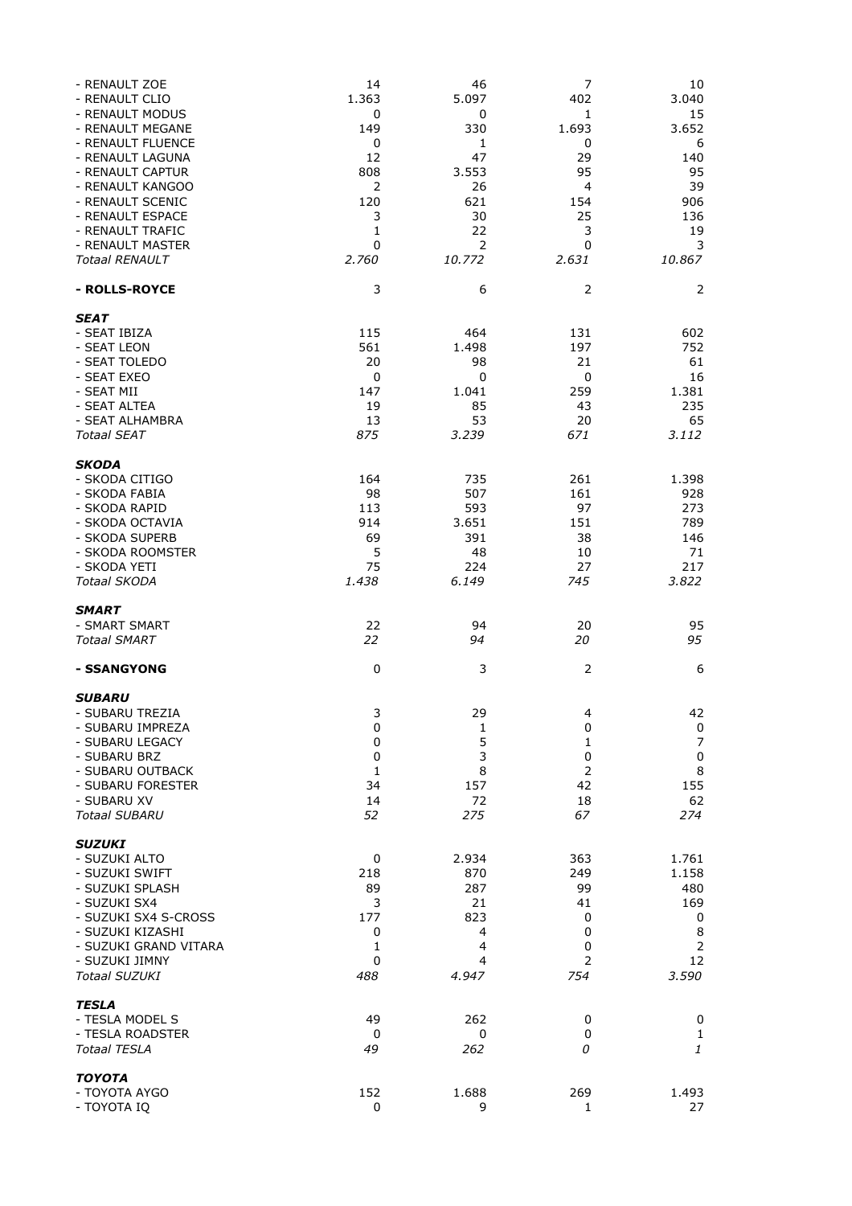| | | | | |
|---|---|---|---|---|
| - RENAULT ZOE | 14 | 46 | 7 | 10 |
| - RENAULT CLIO | 1.363 | 5.097 | 402 | 3.040 |
| - RENAULT MODUS | 0 | 0 | 1 | 15 |
| - RENAULT MEGANE | 149 | 330 | 1.693 | 3.652 |
| - RENAULT FLUENCE | 0 | 1 | 0 | 6 |
| - RENAULT LAGUNA | 12 | 47 | 29 | 140 |
| - RENAULT CAPTUR | 808 | 3.553 | 95 | 95 |
| - RENAULT KANGOO | 2 | 26 | 4 | 39 |
| - RENAULT SCENIC | 120 | 621 | 154 | 906 |
| - RENAULT ESPACE | 3 | 30 | 25 | 136 |
| - RENAULT TRAFIC | 1 | 22 | 3 | 19 |
| - RENAULT MASTER | 0 | 2 | 0 | 3 |
| *Totaal RENAULT* | *2.760* | *10.772* | *2.631* | *10.867* |
| | | | | |
| **- ROLLS-ROYCE** | 3 | 6 | 2 | 2 |
| | | | | |
| ***SEAT*** | | | | |
| - SEAT IBIZA | 115 | 464 | 131 | 602 |
| - SEAT LEON | 561 | 1.498 | 197 | 752 |
| - SEAT TOLEDO | 20 | 98 | 21 | 61 |
| - SEAT EXEO | 0 | 0 | 0 | 16 |
| - SEAT MII | 147 | 1.041 | 259 | 1.381 |
| - SEAT ALTEA | 19 | 85 | 43 | 235 |
| - SEAT ALHAMBRA | 13 | 53 | 20 | 65 |
| *Totaal SEAT* | *875* | *3.239* | *671* | *3.112* |
| | | | | |
| ***SKODA*** | | | | |
| - SKODA CITIGO | 164 | 735 | 261 | 1.398 |
| - SKODA FABIA | 98 | 507 | 161 | 928 |
| - SKODA RAPID | 113 | 593 | 97 | 273 |
| - SKODA OCTAVIA | 914 | 3.651 | 151 | 789 |
| - SKODA SUPERB | 69 | 391 | 38 | 146 |
| - SKODA ROOMSTER | 5 | 48 | 10 | 71 |
| - SKODA YETI | 75 | 224 | 27 | 217 |
| *Totaal SKODA* | *1.438* | *6.149* | *745* | *3.822* |
| | | | | |
| ***SMART*** | | | | |
| - SMART SMART | 22 | 94 | 20 | 95 |
| *Totaal SMART* | *22* | *94* | *20* | *95* |
| | | | | |
| **- SSANGYONG** | 0 | 3 | 2 | 6 |
| | | | | |
| ***SUBARU*** | | | | |
| - SUBARU TREZIA | 3 | 29 | 4 | 42 |
| - SUBARU IMPREZA | 0 | 1 | 0 | 0 |
| - SUBARU LEGACY | 0 | 5 | 1 | 7 |
| - SUBARU BRZ | 0 | 3 | 0 | 0 |
| - SUBARU OUTBACK | 1 | 8 | 2 | 8 |
| - SUBARU FORESTER | 34 | 157 | 42 | 155 |
| - SUBARU XV | 14 | 72 | 18 | 62 |
| *Totaal SUBARU* | *52* | *275* | *67* | *274* |
| | | | | |
| ***SUZUKI*** | | | | |
| - SUZUKI ALTO | 0 | 2.934 | 363 | 1.761 |
| - SUZUKI SWIFT | 218 | 870 | 249 | 1.158 |
| - SUZUKI SPLASH | 89 | 287 | 99 | 480 |
| - SUZUKI SX4 | 3 | 21 | 41 | 169 |
| - SUZUKI SX4 S-CROSS | 177 | 823 | 0 | 0 |
| - SUZUKI KIZASHI | 0 | 4 | 0 | 8 |
| - SUZUKI GRAND VITARA | 1 | 4 | 0 | 2 |
| - SUZUKI JIMNY | 0 | 4 | 2 | 12 |
| *Totaal SUZUKI* | *488* | *4.947* | *754* | *3.590* |
| | | | | |
| ***TESLA*** | | | | |
| - TESLA MODEL S | 49 | 262 | 0 | 0 |
| - TESLA ROADSTER | 0 | 0 | 0 | 1 |
| *Totaal TESLA* | *49* | *262* | *0* | *1* |
| | | | | |
| ***TOYOTA*** | | | | |
| - TOYOTA AYGO | 152 | 1.688 | 269 | 1.493 |
| - TOYOTA IQ | 0 | 9 | 1 | 27 |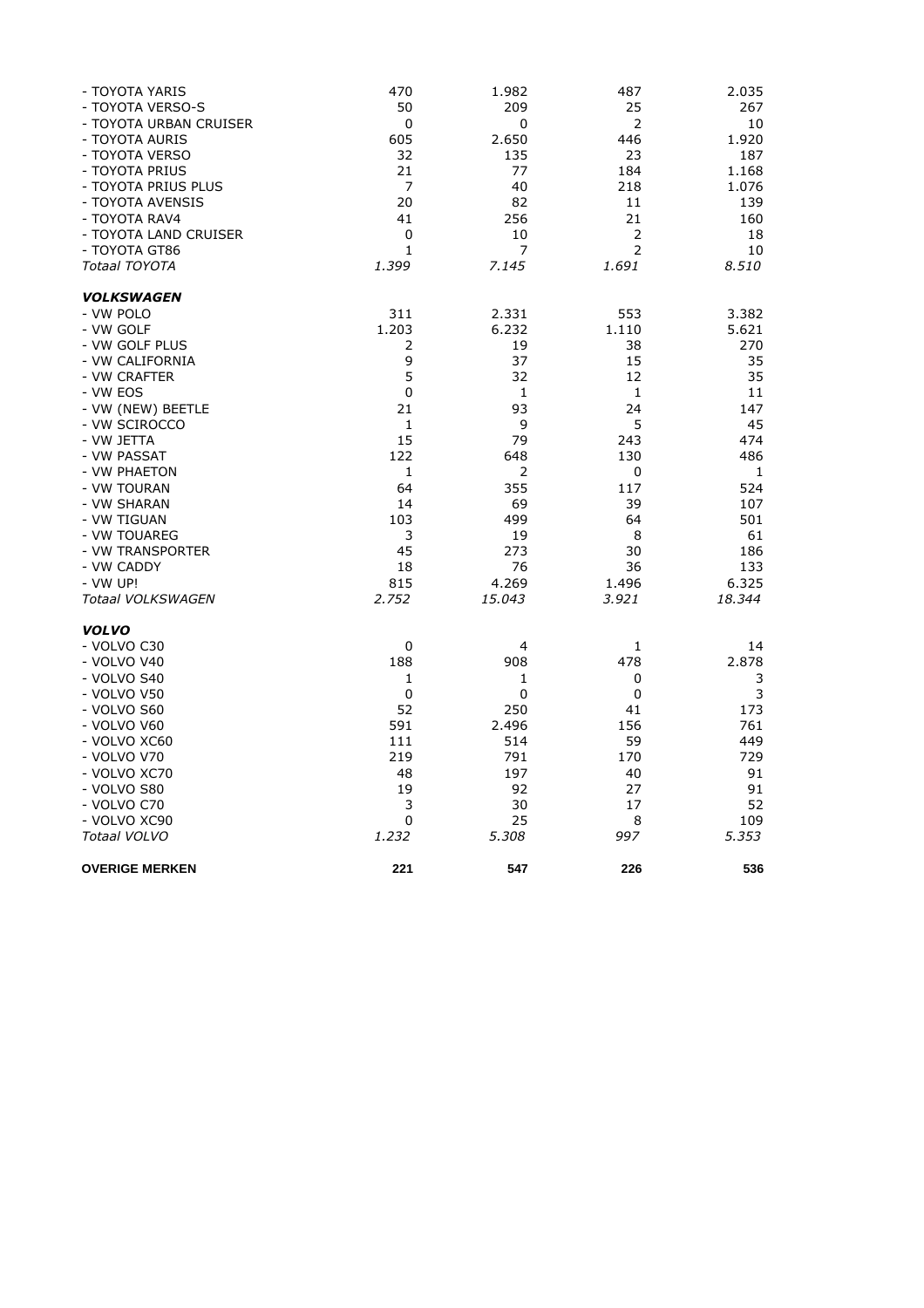| | | | | |
|---|---|---|---|---|
| - TOYOTA YARIS | 470 | 1.982 | 487 | 2.035 |
| - TOYOTA VERSO-S | 50 | 209 | 25 | 267 |
| - TOYOTA URBAN CRUISER | 0 | 0 | 2 | 10 |
| - TOYOTA AURIS | 605 | 2.650 | 446 | 1.920 |
| - TOYOTA VERSO | 32 | 135 | 23 | 187 |
| - TOYOTA PRIUS | 21 | 77 | 184 | 1.168 |
| - TOYOTA PRIUS PLUS | 7 | 40 | 218 | 1.076 |
| - TOYOTA AVENSIS | 20 | 82 | 11 | 139 |
| - TOYOTA RAV4 | 41 | 256 | 21 | 160 |
| - TOYOTA LAND CRUISER | 0 | 10 | 2 | 18 |
| - TOYOTA GT86 | 1 | 7 | 2 | 10 |
| *Totaal TOYOTA* | *1.399* | *7.145* | *1.691* | *8.510* |
| | | | | |
| ***VOLKSWAGEN*** | | | | |
| - VW POLO | 311 | 2.331 | 553 | 3.382 |
| - VW GOLF | 1.203 | 6.232 | 1.110 | 5.621 |
| - VW GOLF PLUS | 2 | 19 | 38 | 270 |
| - VW CALIFORNIA | 9 | 37 | 15 | 35 |
| - VW CRAFTER | 5 | 32 | 12 | 35 |
| - VW EOS | 0 | 1 | 1 | 11 |
| - VW (NEW) BEETLE | 21 | 93 | 24 | 147 |
| - VW SCIROCCO | 1 | 9 | 5 | 45 |
| - VW JETTA | 15 | 79 | 243 | 474 |
| - VW PASSAT | 122 | 648 | 130 | 486 |
| - VW PHAETON | 1 | 2 | 0 | 1 |
| - VW TOURAN | 64 | 355 | 117 | 524 |
| - VW SHARAN | 14 | 69 | 39 | 107 |
| - VW TIGUAN | 103 | 499 | 64 | 501 |
| - VW TOUAREG | 3 | 19 | 8 | 61 |
| - VW TRANSPORTER | 45 | 273 | 30 | 186 |
| - VW CADDY | 18 | 76 | 36 | 133 |
| - VW UP! | 815 | 4.269 | 1.496 | 6.325 |
| *Totaal VOLKSWAGEN* | *2.752* | *15.043* | *3.921* | *18.344* |
| | | | | |
| ***VOLVO*** | | | | |
| - VOLVO C30 | 0 | 4 | 1 | 14 |
| - VOLVO V40 | 188 | 908 | 478 | 2.878 |
| - VOLVO S40 | 1 | 1 | 0 | 3 |
| - VOLVO V50 | 0 | 0 | 0 | 3 |
| - VOLVO S60 | 52 | 250 | 41 | 173 |
| - VOLVO V60 | 591 | 2.496 | 156 | 761 |
| - VOLVO XC60 | 111 | 514 | 59 | 449 |
| - VOLVO V70 | 219 | 791 | 170 | 729 |
| - VOLVO XC70 | 48 | 197 | 40 | 91 |
| - VOLVO S80 | 19 | 92 | 27 | 91 |
| - VOLVO C70 | 3 | 30 | 17 | 52 |
| - VOLVO XC90 | 0 | 25 | 8 | 109 |
| *Totaal VOLVO* | *1.232* | *5.308* | *997* | *5.353* |
| | | | | |
| **OVERIGE MERKEN** | **221** | **547** | **226** | **536** |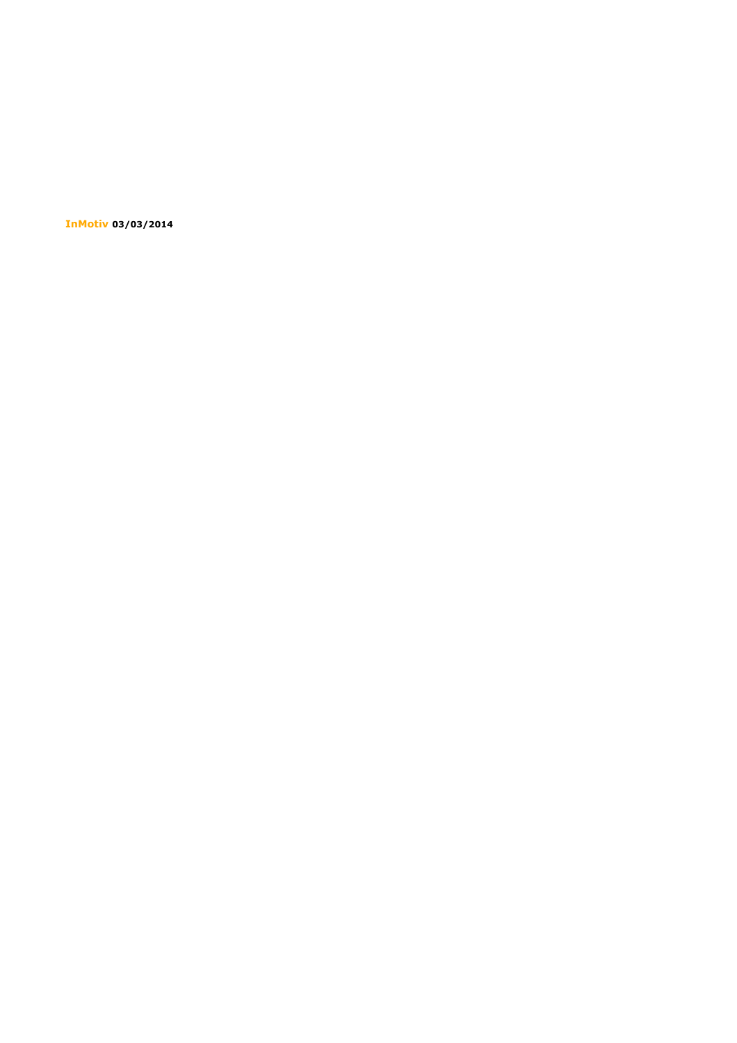**InMotiv 03/03/2014**